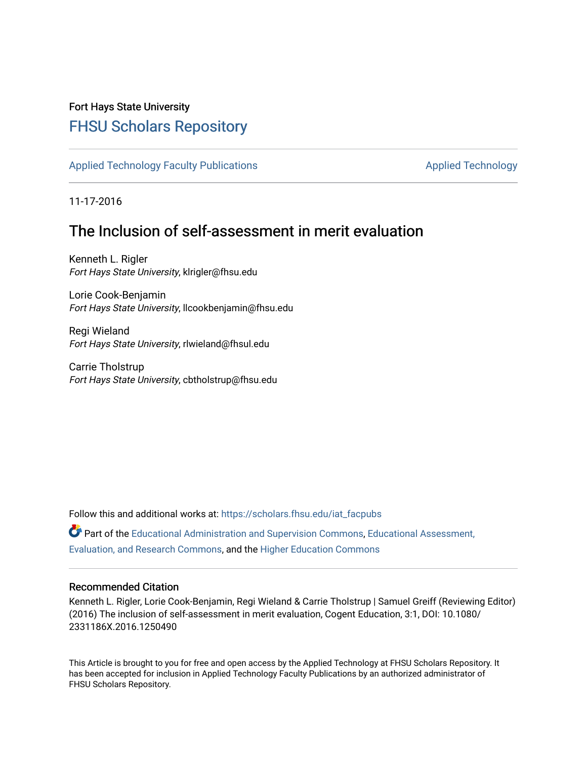Fort Hays State University

# FHSU Scholars Repository

Applied Technology Faculty Publications | Applied Technology

11-17-2016

## The Inclusion of self-assessment in merit evaluation

Kenneth L. Rigler
*Fort Hays State University*, klrigler@fhsu.edu

Lorie Cook-Benjamin
*Fort Hays State University*, llcookbenjamin@fhsu.edu

Regi Wieland
*Fort Hays State University*, rlwieland@fhsul.edu

Carrie Tholstrup
*Fort Hays State University*, cbtholstrup@fhsu.edu

Follow this and additional works at: https://scholars.fhsu.edu/iat_facpubs

Part of the Educational Administration and Supervision Commons, Educational Assessment, Evaluation, and Research Commons, and the Higher Education Commons

### Recommended Citation

Kenneth L. Rigler, Lorie Cook-Benjamin, Regi Wieland & Carrie Tholstrup | Samuel Greiff (Reviewing Editor) (2016) The inclusion of self-assessment in merit evaluation, Cogent Education, 3:1, DOI: 10.1080/2331186X.2016.1250490

This Article is brought to you for free and open access by the Applied Technology at FHSU Scholars Repository. It has been accepted for inclusion in Applied Technology Faculty Publications by an authorized administrator of FHSU Scholars Repository.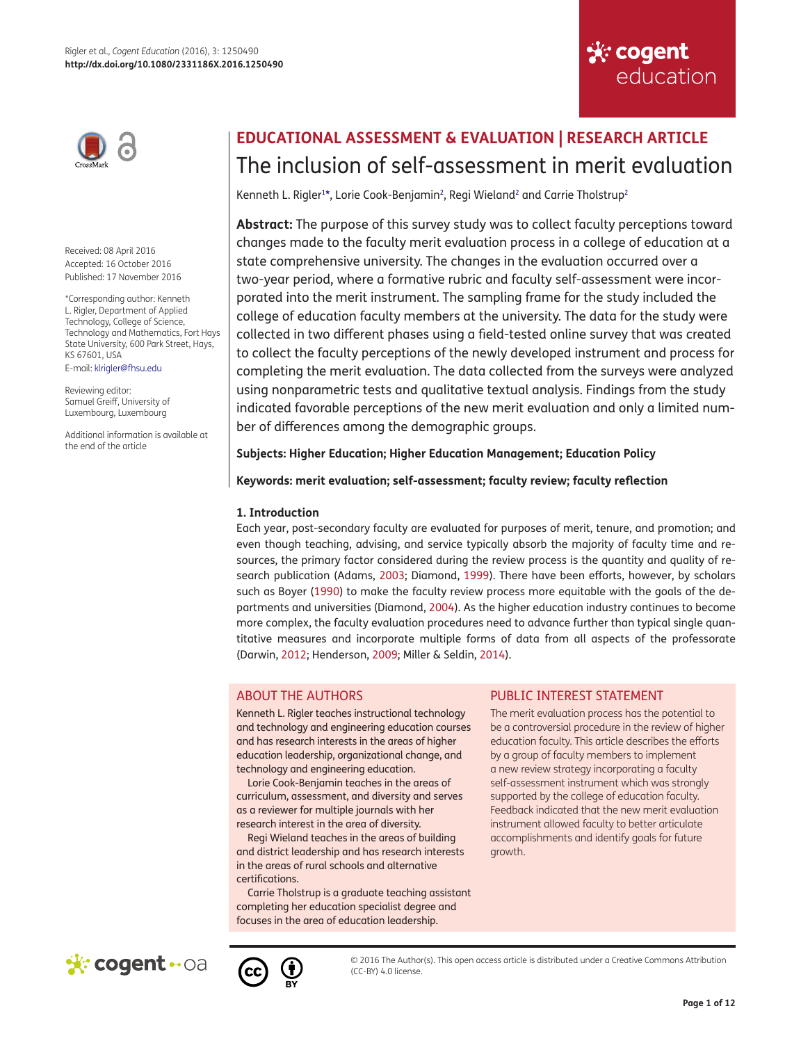# EDUCATIONAL ASSESSMENT & EVALUATION | RESEARCH ARTICLE

# The inclusion of self-assessment in merit evaluation

Kenneth L. Rigler[1*], Lorie Cook-Benjamin[2], Regi Wieland[2] and Carrie Tholstrup[2]

Received: 08 April 2016
Accepted: 16 October 2016
Published: 17 November 2016

*Corresponding author: Kenneth L. Rigler, Department of Applied Technology, College of Science, Technology and Mathematics, Fort Hays State University, 600 Park Street, Hays, KS 67601, USA
E-mail: klrigler@fhsu.edu

Reviewing editor:
Samuel Greiff, University of Luxembourg, Luxembourg

Additional information is available at the end of the article

**Abstract:** The purpose of this survey study was to collect faculty perceptions toward changes made to the faculty merit evaluation process in a college of education at a state comprehensive university. The changes in the evaluation occurred over a two-year period, where a formative rubric and faculty self-assessment were incorporated into the merit instrument. The sampling frame for the study included the college of education faculty members at the university. The data for the study were collected in two different phases using a field-tested online survey that was created to collect the faculty perceptions of the newly developed instrument and process for completing the merit evaluation. The data collected from the surveys were analyzed using nonparametric tests and qualitative textual analysis. Findings from the study indicated favorable perceptions of the new merit evaluation and only a limited number of differences among the demographic groups.

**Subjects: Higher Education; Higher Education Management; Education Policy**

**Keywords: merit evaluation; self-assessment; faculty review; faculty reflection**

## 1. Introduction

Each year, post-secondary faculty are evaluated for purposes of merit, tenure, and promotion; and even though teaching, advising, and service typically absorb the majority of faculty time and resources, the primary factor considered during the review process is the quantity and quality of research publication (Adams, 2003; Diamond, 1999). There have been efforts, however, by scholars such as Boyer (1990) to make the faculty review process more equitable with the goals of the departments and universities (Diamond, 2004). As the higher education industry continues to become more complex, the faculty evaluation procedures need to advance further than typical single quantitative measures and incorporate multiple forms of data from all aspects of the professorate (Darwin, 2012; Henderson, 2009; Miller & Seldin, 2014).

### ABOUT THE AUTHORS

Kenneth L. Rigler teaches instructional technology and technology and engineering education courses and has research interests in the areas of higher education leadership, organizational change, and technology and engineering education.

Lorie Cook-Benjamin teaches in the areas of curriculum, assessment, and diversity and serves as a reviewer for multiple journals with her research interest in the area of diversity.

Regi Wieland teaches in the areas of building and district leadership and has research interests in the areas of rural schools and alternative certifications.

Carrie Tholstrup is a graduate teaching assistant completing her education specialist degree and focuses in the area of education leadership.

### PUBLIC INTEREST STATEMENT

The merit evaluation process has the potential to be a controversial procedure in the review of higher education faculty. This article describes the efforts by a group of faculty members to implement a new review strategy incorporating a faculty self-assessment instrument which was strongly supported by the college of education faculty. Feedback indicated that the new merit evaluation instrument allowed faculty to better articulate accomplishments and identify goals for future growth.

© 2016 The Author(s). This open access article is distributed under a Creative Commons Attribution (CC-BY) 4.0 license.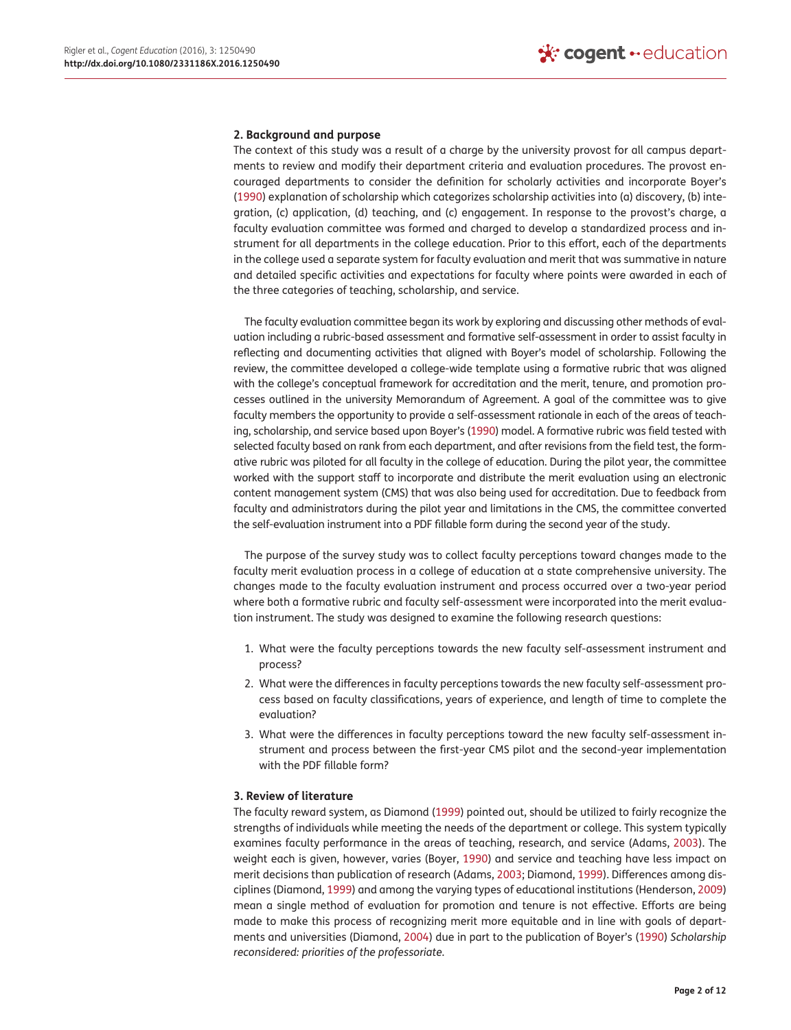## 2. Background and purpose

The context of this study was a result of a charge by the university provost for all campus departments to review and modify their department criteria and evaluation procedures. The provost encouraged departments to consider the definition for scholarly activities and incorporate Boyer's (1990) explanation of scholarship which categorizes scholarship activities into (a) discovery, (b) integration, (c) application, (d) teaching, and (c) engagement. In response to the provost's charge, a faculty evaluation committee was formed and charged to develop a standardized process and instrument for all departments in the college education. Prior to this effort, each of the departments in the college used a separate system for faculty evaluation and merit that was summative in nature and detailed specific activities and expectations for faculty where points were awarded in each of the three categories of teaching, scholarship, and service.

The faculty evaluation committee began its work by exploring and discussing other methods of evaluation including a rubric-based assessment and formative self-assessment in order to assist faculty in reflecting and documenting activities that aligned with Boyer's model of scholarship. Following the review, the committee developed a college-wide template using a formative rubric that was aligned with the college's conceptual framework for accreditation and the merit, tenure, and promotion processes outlined in the university Memorandum of Agreement. A goal of the committee was to give faculty members the opportunity to provide a self-assessment rationale in each of the areas of teaching, scholarship, and service based upon Boyer's (1990) model. A formative rubric was field tested with selected faculty based on rank from each department, and after revisions from the field test, the formative rubric was piloted for all faculty in the college of education. During the pilot year, the committee worked with the support staff to incorporate and distribute the merit evaluation using an electronic content management system (CMS) that was also being used for accreditation. Due to feedback from faculty and administrators during the pilot year and limitations in the CMS, the committee converted the self-evaluation instrument into a PDF fillable form during the second year of the study.

The purpose of the survey study was to collect faculty perceptions toward changes made to the faculty merit evaluation process in a college of education at a state comprehensive university. The changes made to the faculty evaluation instrument and process occurred over a two-year period where both a formative rubric and faculty self-assessment were incorporated into the merit evaluation instrument. The study was designed to examine the following research questions:

1. What were the faculty perceptions towards the new faculty self-assessment instrument and process?
2. What were the differences in faculty perceptions towards the new faculty self-assessment process based on faculty classifications, years of experience, and length of time to complete the evaluation?
3. What were the differences in faculty perceptions toward the new faculty self-assessment instrument and process between the first-year CMS pilot and the second-year implementation with the PDF fillable form?

## 3. Review of literature

The faculty reward system, as Diamond (1999) pointed out, should be utilized to fairly recognize the strengths of individuals while meeting the needs of the department or college. This system typically examines faculty performance in the areas of teaching, research, and service (Adams, 2003). The weight each is given, however, varies (Boyer, 1990) and service and teaching have less impact on merit decisions than publication of research (Adams, 2003; Diamond, 1999). Differences among disciplines (Diamond, 1999) and among the varying types of educational institutions (Henderson, 2009) mean a single method of evaluation for promotion and tenure is not effective. Efforts are being made to make this process of recognizing merit more equitable and in line with goals of departments and universities (Diamond, 2004) due in part to the publication of Boyer's (1990) *Scholarship reconsidered: priorities of the professoriate.*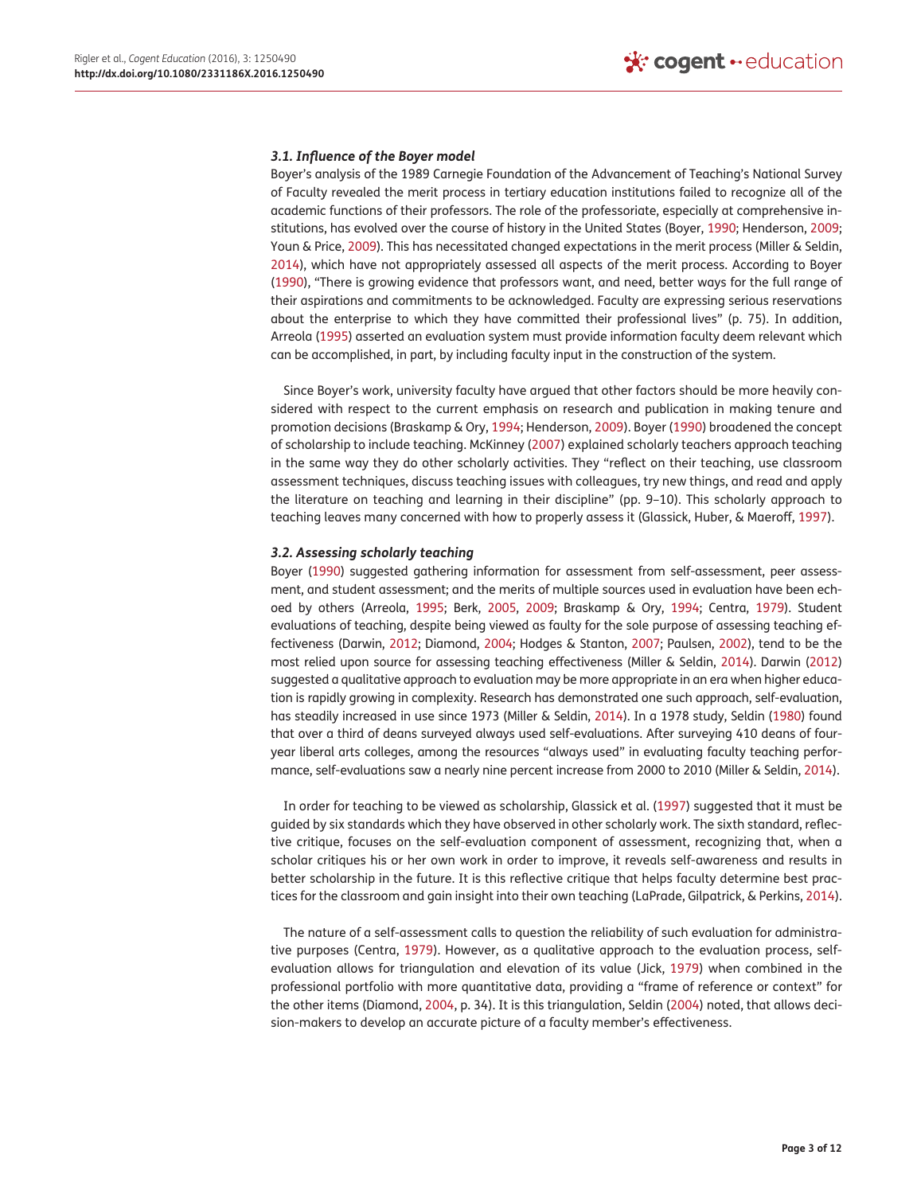### 3.1. Influence of the Boyer model

Boyer's analysis of the 1989 Carnegie Foundation of the Advancement of Teaching's National Survey of Faculty revealed the merit process in tertiary education institutions failed to recognize all of the academic functions of their professors. The role of the professoriate, especially at comprehensive institutions, has evolved over the course of history in the United States (Boyer, 1990; Henderson, 2009; Youn & Price, 2009). This has necessitated changed expectations in the merit process (Miller & Seldin, 2014), which have not appropriately assessed all aspects of the merit process. According to Boyer (1990), "There is growing evidence that professors want, and need, better ways for the full range of their aspirations and commitments to be acknowledged. Faculty are expressing serious reservations about the enterprise to which they have committed their professional lives" (p. 75). In addition, Arreola (1995) asserted an evaluation system must provide information faculty deem relevant which can be accomplished, in part, by including faculty input in the construction of the system.

Since Boyer's work, university faculty have argued that other factors should be more heavily considered with respect to the current emphasis on research and publication in making tenure and promotion decisions (Braskamp & Ory, 1994; Henderson, 2009). Boyer (1990) broadened the concept of scholarship to include teaching. McKinney (2007) explained scholarly teachers approach teaching in the same way they do other scholarly activities. They "reflect on their teaching, use classroom assessment techniques, discuss teaching issues with colleagues, try new things, and read and apply the literature on teaching and learning in their discipline" (pp. 9–10). This scholarly approach to teaching leaves many concerned with how to properly assess it (Glassick, Huber, & Maeroff, 1997).

### 3.2. Assessing scholarly teaching

Boyer (1990) suggested gathering information for assessment from self-assessment, peer assessment, and student assessment; and the merits of multiple sources used in evaluation have been echoed by others (Arreola, 1995; Berk, 2005, 2009; Braskamp & Ory, 1994; Centra, 1979). Student evaluations of teaching, despite being viewed as faulty for the sole purpose of assessing teaching effectiveness (Darwin, 2012; Diamond, 2004; Hodges & Stanton, 2007; Paulsen, 2002), tend to be the most relied upon source for assessing teaching effectiveness (Miller & Seldin, 2014). Darwin (2012) suggested a qualitative approach to evaluation may be more appropriate in an era when higher education is rapidly growing in complexity. Research has demonstrated one such approach, self-evaluation, has steadily increased in use since 1973 (Miller & Seldin, 2014). In a 1978 study, Seldin (1980) found that over a third of deans surveyed always used self-evaluations. After surveying 410 deans of four-year liberal arts colleges, among the resources "always used" in evaluating faculty teaching performance, self-evaluations saw a nearly nine percent increase from 2000 to 2010 (Miller & Seldin, 2014).

In order for teaching to be viewed as scholarship, Glassick et al. (1997) suggested that it must be guided by six standards which they have observed in other scholarly work. The sixth standard, reflective critique, focuses on the self-evaluation component of assessment, recognizing that, when a scholar critiques his or her own work in order to improve, it reveals self-awareness and results in better scholarship in the future. It is this reflective critique that helps faculty determine best practices for the classroom and gain insight into their own teaching (LaPrade, Gilpatrick, & Perkins, 2014).

The nature of a self-assessment calls to question the reliability of such evaluation for administrative purposes (Centra, 1979). However, as a qualitative approach to the evaluation process, self-evaluation allows for triangulation and elevation of its value (Jick, 1979) when combined in the professional portfolio with more quantitative data, providing a "frame of reference or context" for the other items (Diamond, 2004, p. 34). It is this triangulation, Seldin (2004) noted, that allows decision-makers to develop an accurate picture of a faculty member's effectiveness.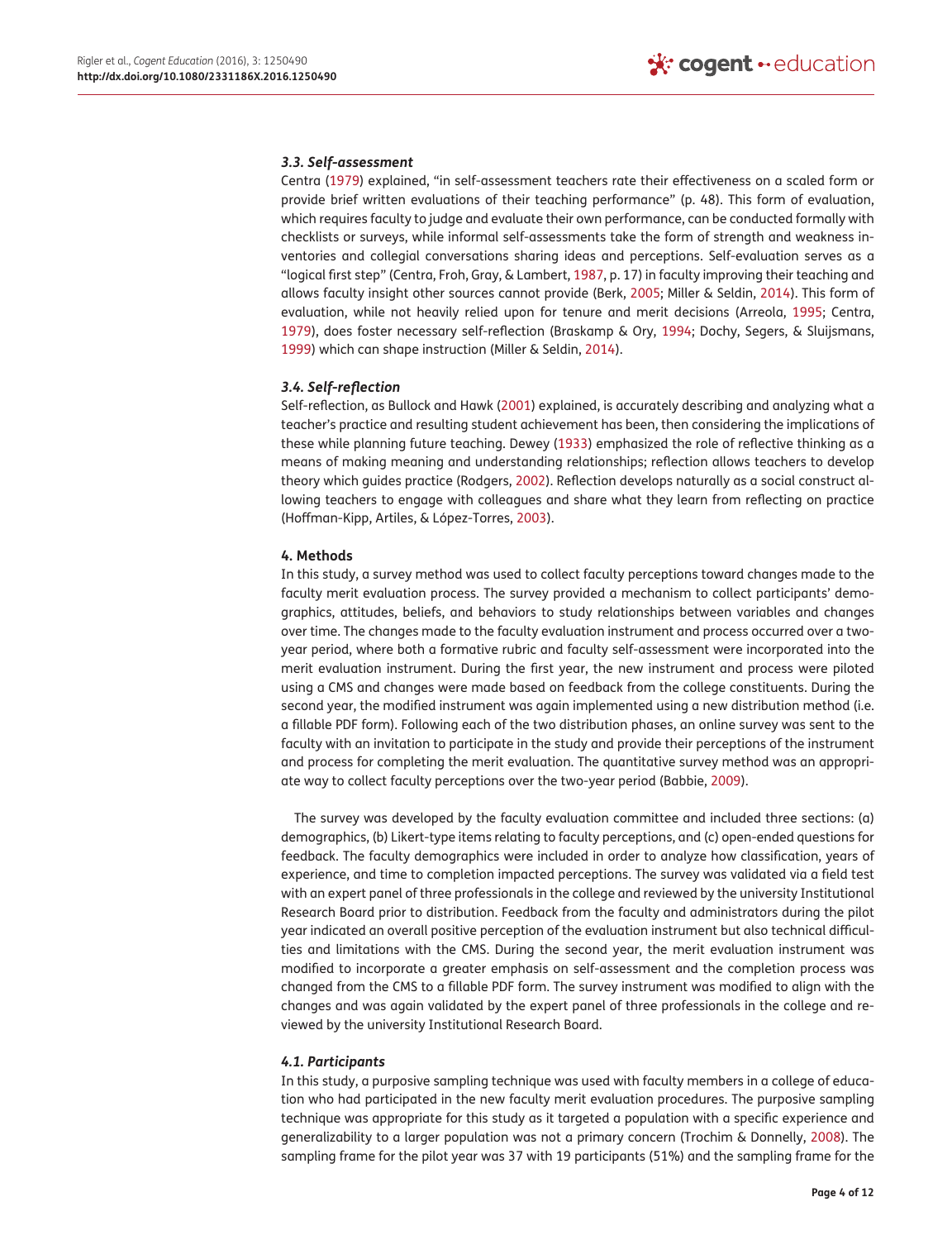### 3.3. Self-assessment

Centra (1979) explained, "in self-assessment teachers rate their effectiveness on a scaled form or provide brief written evaluations of their teaching performance" (p. 48). This form of evaluation, which requires faculty to judge and evaluate their own performance, can be conducted formally with checklists or surveys, while informal self-assessments take the form of strength and weakness inventories and collegial conversations sharing ideas and perceptions. Self-evaluation serves as a "logical first step" (Centra, Froh, Gray, & Lambert, 1987, p. 17) in faculty improving their teaching and allows faculty insight other sources cannot provide (Berk, 2005; Miller & Seldin, 2014). This form of evaluation, while not heavily relied upon for tenure and merit decisions (Arreola, 1995; Centra, 1979), does foster necessary self-reflection (Braskamp & Ory, 1994; Dochy, Segers, & Sluijsmans, 1999) which can shape instruction (Miller & Seldin, 2014).

### 3.4. Self-reflection

Self-reflection, as Bullock and Hawk (2001) explained, is accurately describing and analyzing what a teacher's practice and resulting student achievement has been, then considering the implications of these while planning future teaching. Dewey (1933) emphasized the role of reflective thinking as a means of making meaning and understanding relationships; reflection allows teachers to develop theory which guides practice (Rodgers, 2002). Reflection develops naturally as a social construct allowing teachers to engage with colleagues and share what they learn from reflecting on practice (Hoffman-Kipp, Artiles, & López-Torres, 2003).

## 4. Methods

In this study, a survey method was used to collect faculty perceptions toward changes made to the faculty merit evaluation process. The survey provided a mechanism to collect participants' demographics, attitudes, beliefs, and behaviors to study relationships between variables and changes over time. The changes made to the faculty evaluation instrument and process occurred over a two-year period, where both a formative rubric and faculty self-assessment were incorporated into the merit evaluation instrument. During the first year, the new instrument and process were piloted using a CMS and changes were made based on feedback from the college constituents. During the second year, the modified instrument was again implemented using a new distribution method (i.e. a fillable PDF form). Following each of the two distribution phases, an online survey was sent to the faculty with an invitation to participate in the study and provide their perceptions of the instrument and process for completing the merit evaluation. The quantitative survey method was an appropriate way to collect faculty perceptions over the two-year period (Babbie, 2009).

The survey was developed by the faculty evaluation committee and included three sections: (a) demographics, (b) Likert-type items relating to faculty perceptions, and (c) open-ended questions for feedback. The faculty demographics were included in order to analyze how classification, years of experience, and time to completion impacted perceptions. The survey was validated via a field test with an expert panel of three professionals in the college and reviewed by the university Institutional Research Board prior to distribution. Feedback from the faculty and administrators during the pilot year indicated an overall positive perception of the evaluation instrument but also technical difficulties and limitations with the CMS. During the second year, the merit evaluation instrument was modified to incorporate a greater emphasis on self-assessment and the completion process was changed from the CMS to a fillable PDF form. The survey instrument was modified to align with the changes and was again validated by the expert panel of three professionals in the college and reviewed by the university Institutional Research Board.

### 4.1. Participants

In this study, a purposive sampling technique was used with faculty members in a college of education who had participated in the new faculty merit evaluation procedures. The purposive sampling technique was appropriate for this study as it targeted a population with a specific experience and generalizability to a larger population was not a primary concern (Trochim & Donnelly, 2008). The sampling frame for the pilot year was 37 with 19 participants (51%) and the sampling frame for the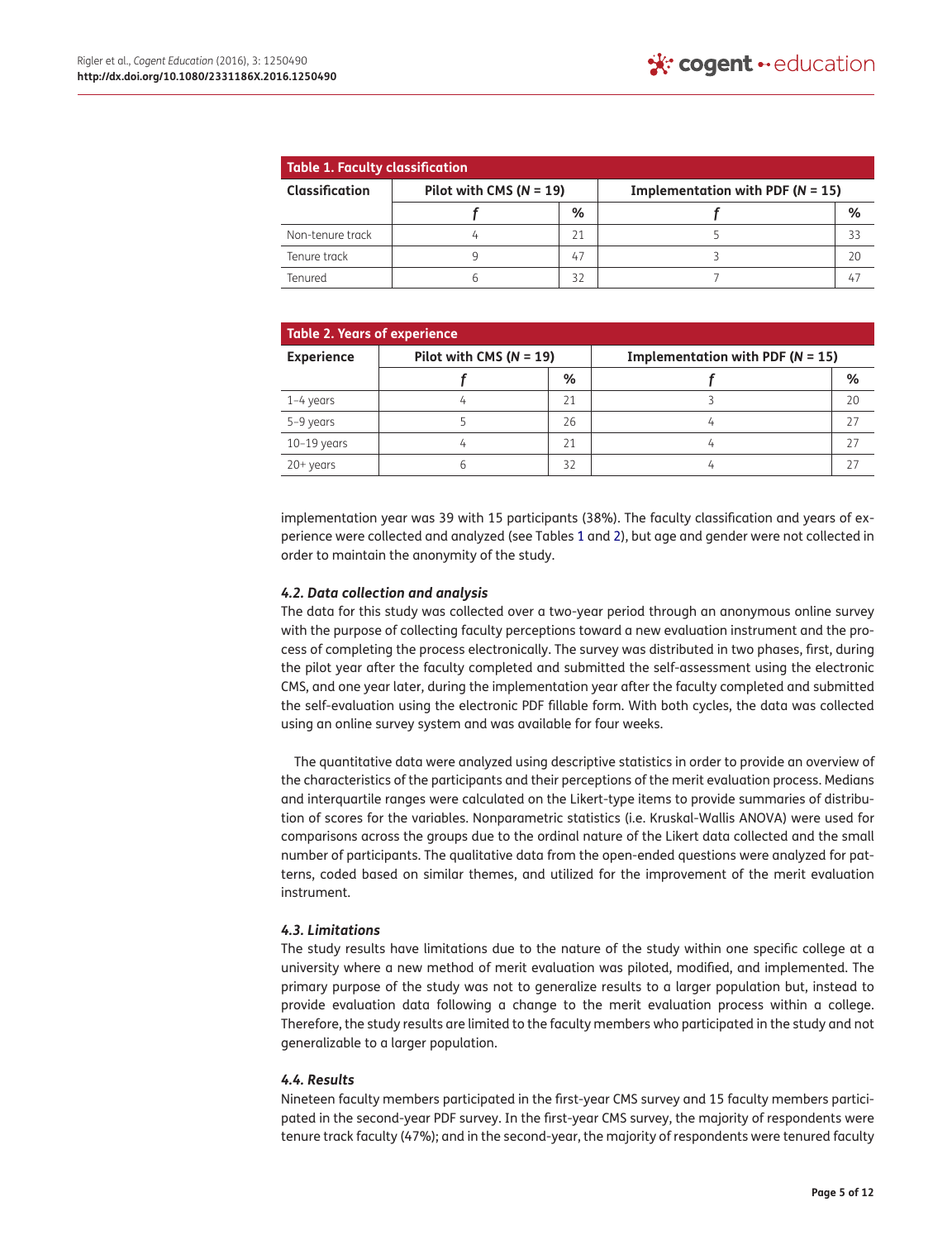**Table 1. Faculty classification**

| Classification | Pilot with CMS ($N$ = 19) | | Implementation with PDF ($N$ = 15) | |
|---|---|---|---|---|
| | *f* | % | *f* | % |
| Non-tenure track | 4 | 21 | 5 | 33 |
| Tenure track | 9 | 47 | 3 | 20 |
| Tenured | 6 | 32 | 7 | 47 |

**Table 2. Years of experience**

| Experience | Pilot with CMS ($N$ = 19) | | Implementation with PDF ($N$ = 15) | |
|---|---|---|---|---|
| | *f* | % | *f* | % |
| 1–4 years | 4 | 21 | 3 | 20 |
| 5–9 years | 5 | 26 | 4 | 27 |
| 10–19 years | 4 | 21 | 4 | 27 |
| 20+ years | 6 | 32 | 4 | 27 |

implementation year was 39 with 15 participants (38%). The faculty classification and years of experience were collected and analyzed (see Tables 1 and 2), but age and gender were not collected in order to maintain the anonymity of the study.

### *4.2. Data collection and analysis*

The data for this study was collected over a two-year period through an anonymous online survey with the purpose of collecting faculty perceptions toward a new evaluation instrument and the process of completing the process electronically. The survey was distributed in two phases, first, during the pilot year after the faculty completed and submitted the self-assessment using the electronic CMS, and one year later, during the implementation year after the faculty completed and submitted the self-evaluation using the electronic PDF fillable form. With both cycles, the data was collected using an online survey system and was available for four weeks.

The quantitative data were analyzed using descriptive statistics in order to provide an overview of the characteristics of the participants and their perceptions of the merit evaluation process. Medians and interquartile ranges were calculated on the Likert-type items to provide summaries of distribution of scores for the variables. Nonparametric statistics (i.e. Kruskal-Wallis ANOVA) were used for comparisons across the groups due to the ordinal nature of the Likert data collected and the small number of participants. The qualitative data from the open-ended questions were analyzed for patterns, coded based on similar themes, and utilized for the improvement of the merit evaluation instrument.

### *4.3. Limitations*

The study results have limitations due to the nature of the study within one specific college at a university where a new method of merit evaluation was piloted, modified, and implemented. The primary purpose of the study was not to generalize results to a larger population but, instead to provide evaluation data following a change to the merit evaluation process within a college. Therefore, the study results are limited to the faculty members who participated in the study and not generalizable to a larger population.

### *4.4. Results*

Nineteen faculty members participated in the first-year CMS survey and 15 faculty members participated in the second-year PDF survey. In the first-year CMS survey, the majority of respondents were tenure track faculty (47%); and in the second-year, the majority of respondents were tenured faculty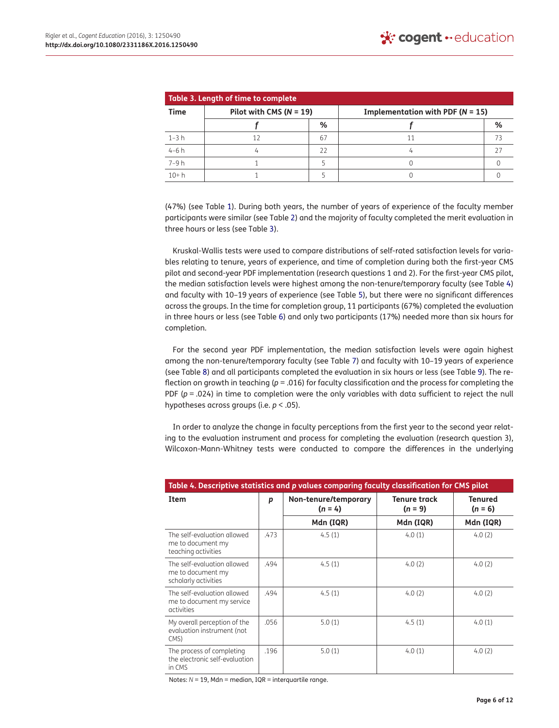**Table 3. Length of time to complete**

| Time | Pilot with CMS ($N$ = 19) | | Implementation with PDF ($N$ = 15) | |
|---|---|---|---|---|
| | $f$ | % | $f$ | % |
| 1–3 h | 12 | 67 | 11 | 73 |
| 4–6 h | 4 | 22 | 4 | 27 |
| 7–9 h | 1 | 5 | 0 | 0 |
| 10+ h | 1 | 5 | 0 | 0 |

(47%) (see Table 1). During both years, the number of years of experience of the faculty member participants were similar (see Table 2) and the majority of faculty completed the merit evaluation in three hours or less (see Table 3).

Kruskal-Wallis tests were used to compare distributions of self-rated satisfaction levels for variables relating to tenure, years of experience, and time of completion during both the first-year CMS pilot and second-year PDF implementation (research questions 1 and 2). For the first-year CMS pilot, the median satisfaction levels were highest among the non-tenure/temporary faculty (see Table 4) and faculty with 10–19 years of experience (see Table 5), but there were no significant differences across the groups. In the time for completion group, 11 participants (67%) completed the evaluation in three hours or less (see Table 6) and only two participants (17%) needed more than six hours for completion.

For the second year PDF implementation, the median satisfaction levels were again highest among the non-tenure/temporary faculty (see Table 7) and faculty with 10–19 years of experience (see Table 8) and all participants completed the evaluation in six hours or less (see Table 9). The reflection on growth in teaching ($p$ = .016) for faculty classification and the process for completing the PDF ($p$ = .024) in time to completion were the only variables with data sufficient to reject the null hypotheses across groups (i.e. $p$ < .05).

In order to analyze the change in faculty perceptions from the first year to the second year relating to the evaluation instrument and process for completing the evaluation (research question 3), Wilcoxon-Mann-Whitney tests were conducted to compare the differences in the underlying

**Table 4. Descriptive statistics and $p$ values comparing faculty classification for CMS pilot**

| Item | $p$ | Non-tenure/temporary ($n$ = 4) | Tenure track ($n$ = 9) | Tenured ($n$ = 6) |
|---|---|---|---|---|
| | | Mdn (IQR) | Mdn (IQR) | Mdn (IQR) |
| The self-evaluation allowed me to document my teaching activities | .473 | 4.5 (1) | 4.0 (1) | 4.0 (2) |
| The self-evaluation allowed me to document my scholarly activities | .494 | 4.5 (1) | 4.0 (2) | 4.0 (2) |
| The self-evaluation allowed me to document my service activities | .494 | 4.5 (1) | 4.0 (2) | 4.0 (2) |
| My overall perception of the evaluation instrument (not CMS) | .056 | 5.0 (1) | 4.5 (1) | 4.0 (1) |
| The process of completing the electronic self-evaluation in CMS | .196 | 5.0 (1) | 4.0 (1) | 4.0 (2) |

Notes: $N$ = 19, Mdn = median, IQR = interquartile range.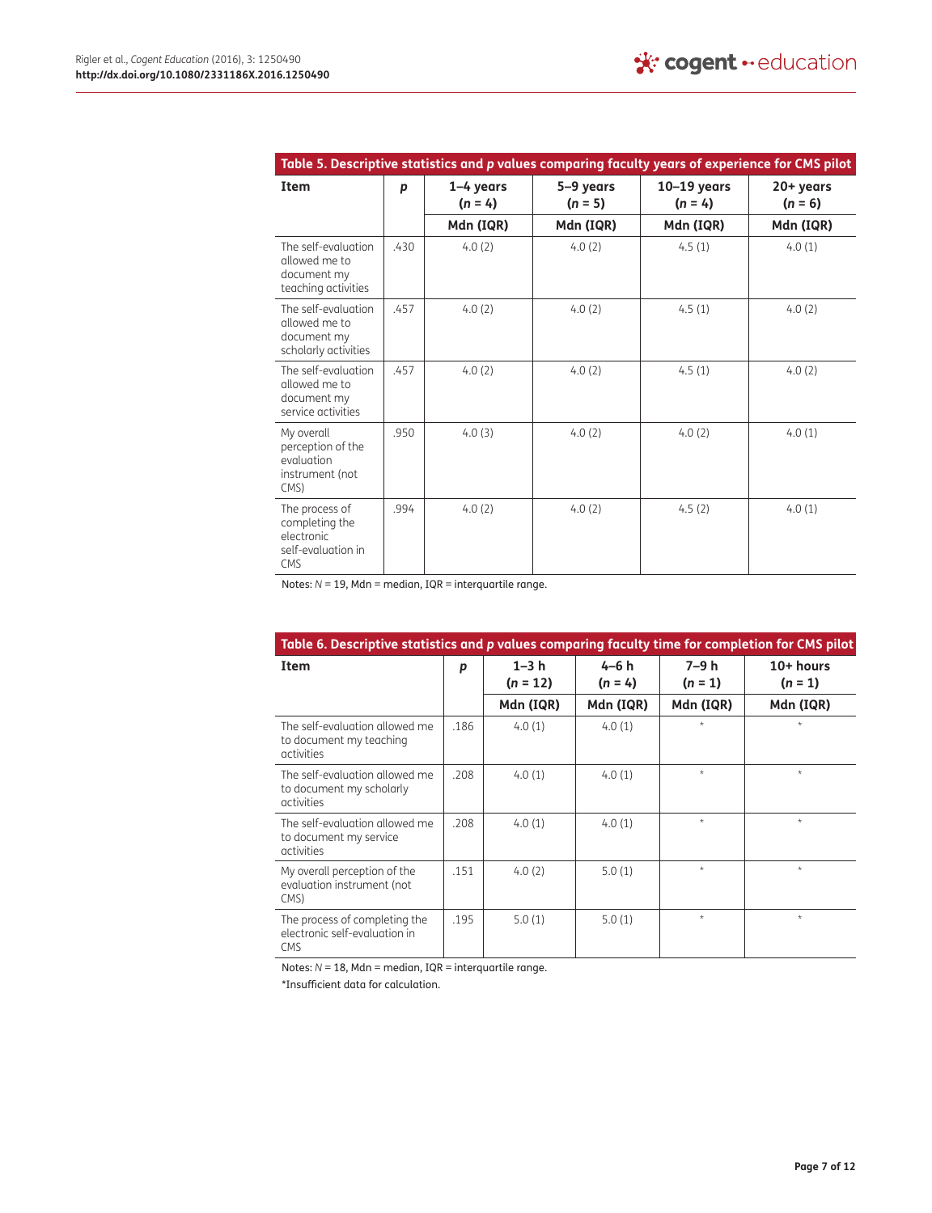**Table 5. Descriptive statistics and *p* values comparing faculty years of experience for CMS pilot**

| Item | *p* | 1–4 years ($n$ = 4) | 5–9 years ($n$ = 5) | 10–19 years ($n$ = 4) | 20+ years ($n$ = 6) |
|---|---|---|---|---|---|
| | | Mdn (IQR) | Mdn (IQR) | Mdn (IQR) | Mdn (IQR) |
| The self-evaluation allowed me to document my teaching activities | .430 | 4.0 (2) | 4.0 (2) | 4.5 (1) | 4.0 (1) |
| The self-evaluation allowed me to document my scholarly activities | .457 | 4.0 (2) | 4.0 (2) | 4.5 (1) | 4.0 (2) |
| The self-evaluation allowed me to document my service activities | .457 | 4.0 (2) | 4.0 (2) | 4.5 (1) | 4.0 (2) |
| My overall perception of the evaluation instrument (not CMS) | .950 | 4.0 (3) | 4.0 (2) | 4.0 (2) | 4.0 (1) |
| The process of completing the electronic self-evaluation in CMS | .994 | 4.0 (2) | 4.0 (2) | 4.5 (2) | 4.0 (1) |

Notes: $N$ = 19, Mdn = median, IQR = interquartile range.

**Table 6. Descriptive statistics and *p* values comparing faculty time for completion for CMS pilot**

| Item | *p* | 1–3 h ($n$ = 12) | 4–6 h ($n$ = 4) | 7–9 h ($n$ = 1) | 10+ hours ($n$ = 1) |
|---|---|---|---|---|---|
| | | Mdn (IQR) | Mdn (IQR) | Mdn (IQR) | Mdn (IQR) |
| The self-evaluation allowed me to document my teaching activities | .186 | 4.0 (1) | 4.0 (1) | * | * |
| The self-evaluation allowed me to document my scholarly activities | .208 | 4.0 (1) | 4.0 (1) | * | * |
| The self-evaluation allowed me to document my service activities | .208 | 4.0 (1) | 4.0 (1) | * | * |
| My overall perception of the evaluation instrument (not CMS) | .151 | 4.0 (2) | 5.0 (1) | * | * |
| The process of completing the electronic self-evaluation in CMS | .195 | 5.0 (1) | 5.0 (1) | * | * |

Notes: $N$ = 18, Mdn = median, IQR = interquartile range.

*Insufficient data for calculation.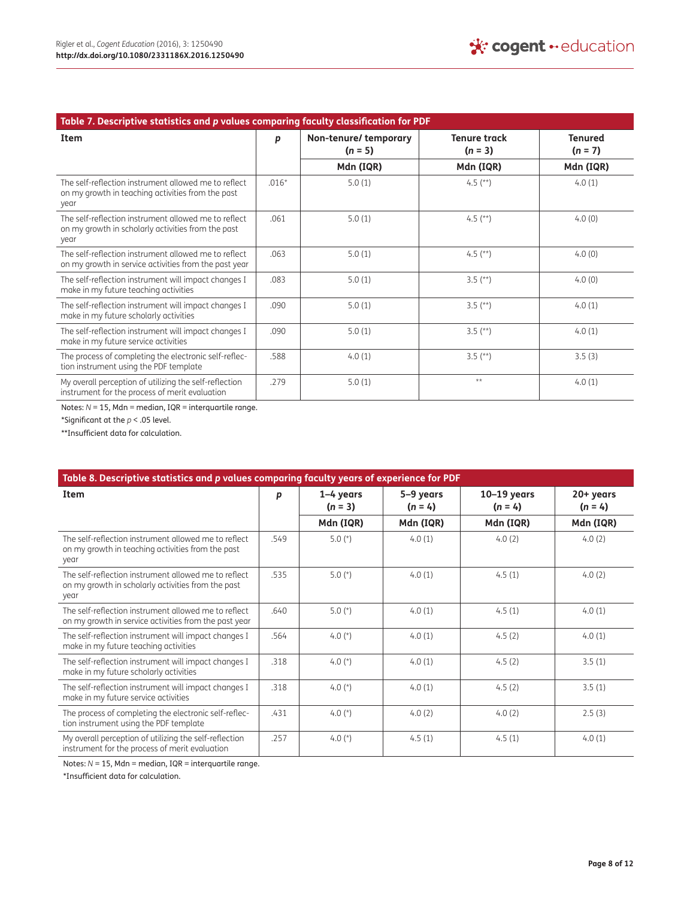**Table 7. Descriptive statistics and $p$ values comparing faculty classification for PDF**

| Item | $p$ | Non-tenure/ temporary ($n$ = 5) | Tenure track ($n$ = 3) | Tenured ($n$ = 7) |
|---|---|---|---|---|
| | | Mdn (IQR) | Mdn (IQR) | Mdn (IQR) |
| The self-reflection instrument allowed me to reflect on my growth in teaching activities from the past year | .016* | 5.0 (1) | 4.5 (**) | 4.0 (1) |
| The self-reflection instrument allowed me to reflect on my growth in scholarly activities from the past year | .061 | 5.0 (1) | 4.5 (**) | 4.0 (0) |
| The self-reflection instrument allowed me to reflect on my growth in service activities from the past year | .063 | 5.0 (1) | 4.5 (**) | 4.0 (0) |
| The self-reflection instrument will impact changes I make in my future teaching activities | .083 | 5.0 (1) | 3.5 (**) | 4.0 (0) |
| The self-reflection instrument will impact changes I make in my future scholarly activities | .090 | 5.0 (1) | 3.5 (**) | 4.0 (1) |
| The self-reflection instrument will impact changes I make in my future service activities | .090 | 5.0 (1) | 3.5 (**) | 4.0 (1) |
| The process of completing the electronic self-reflection instrument using the PDF template | .588 | 4.0 (1) | 3.5 (**) | 3.5 (3) |
| My overall perception of utilizing the self-reflection instrument for the process of merit evaluation | .279 | 5.0 (1) | ** | 4.0 (1) |

Notes: $N$ = 15, Mdn = median, IQR = interquartile range.

*Significant at the $p < .05$ level.

**Insufficient data for calculation.

**Table 8. Descriptive statistics and $p$ values comparing faculty years of experience for PDF**

| Item | $p$ | 1–4 years ($n$ = 3) | 5–9 years ($n$ = 4) | 10–19 years ($n$ = 4) | 20+ years ($n$ = 4) |
|---|---|---|---|---|---|
| | | Mdn (IQR) | Mdn (IQR) | Mdn (IQR) | Mdn (IQR) |
| The self-reflection instrument allowed me to reflect on my growth in teaching activities from the past year | .549 | 5.0 (*) | 4.0 (1) | 4.0 (2) | 4.0 (2) |
| The self-reflection instrument allowed me to reflect on my growth in scholarly activities from the past year | .535 | 5.0 (*) | 4.0 (1) | 4.5 (1) | 4.0 (2) |
| The self-reflection instrument allowed me to reflect on my growth in service activities from the past year | .640 | 5.0 (*) | 4.0 (1) | 4.5 (1) | 4.0 (1) |
| The self-reflection instrument will impact changes I make in my future teaching activities | .564 | 4.0 (*) | 4.0 (1) | 4.5 (2) | 4.0 (1) |
| The self-reflection instrument will impact changes I make in my future scholarly activities | .318 | 4.0 (*) | 4.0 (1) | 4.5 (2) | 3.5 (1) |
| The self-reflection instrument will impact changes I make in my future service activities | .318 | 4.0 (*) | 4.0 (1) | 4.5 (2) | 3.5 (1) |
| The process of completing the electronic self-reflection instrument using the PDF template | .431 | 4.0 (*) | 4.0 (2) | 4.0 (2) | 2.5 (3) |
| My overall perception of utilizing the self-reflection instrument for the process of merit evaluation | .257 | 4.0 (*) | 4.5 (1) | 4.5 (1) | 4.0 (1) |

Notes: $N$ = 15, Mdn = median, IQR = interquartile range.

*Insufficient data for calculation.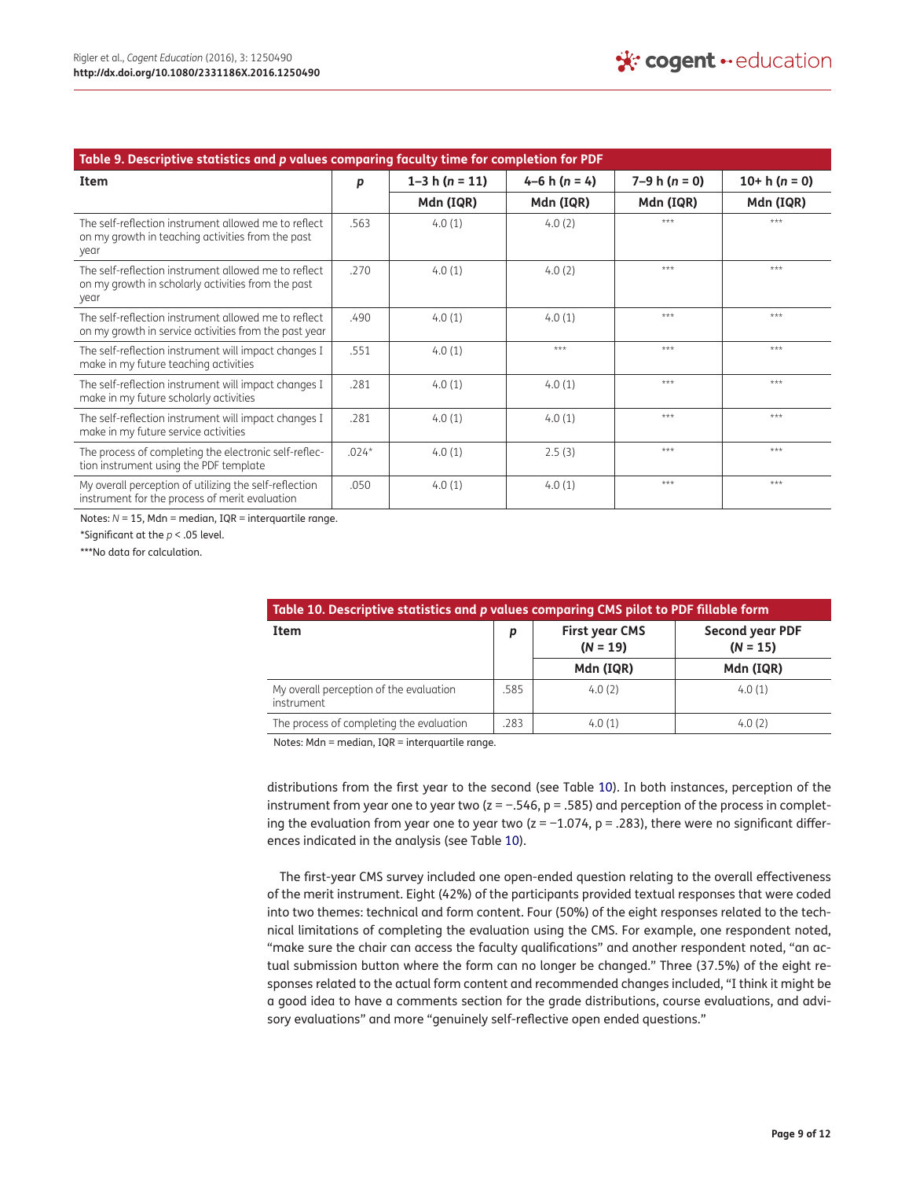**Table 9. Descriptive statistics and *p* values comparing faculty time for completion for PDF**

| Item | *p* | 1–3 h (*n* = 11) | 4–6 h (*n* = 4) | 7–9 h (*n* = 0) | 10+ h (*n* = 0) |
|---|---|---|---|---|---|
| | | Mdn (IQR) | Mdn (IQR) | Mdn (IQR) | Mdn (IQR) |
| The self-reflection instrument allowed me to reflect on my growth in teaching activities from the past year | .563 | 4.0 (1) | 4.0 (2) | *** | *** |
| The self-reflection instrument allowed me to reflect on my growth in scholarly activities from the past year | .270 | 4.0 (1) | 4.0 (2) | *** | *** |
| The self-reflection instrument allowed me to reflect on my growth in service activities from the past year | .490 | 4.0 (1) | 4.0 (1) | *** | *** |
| The self-reflection instrument will impact changes I make in my future teaching activities | .551 | 4.0 (1) | *** | *** | *** |
| The self-reflection instrument will impact changes I make in my future scholarly activities | .281 | 4.0 (1) | 4.0 (1) | *** | *** |
| The self-reflection instrument will impact changes I make in my future service activities | .281 | 4.0 (1) | 4.0 (1) | *** | *** |
| The process of completing the electronic self-reflection instrument using the PDF template | .024* | 4.0 (1) | 2.5 (3) | *** | *** |
| My overall perception of utilizing the self-reflection instrument for the process of merit evaluation | .050 | 4.0 (1) | 4.0 (1) | *** | *** |

Notes: *N* = 15, Mdn = median, IQR = interquartile range.

*Significant at the $p < .05$ level.

***No data for calculation.

**Table 10. Descriptive statistics and *p* values comparing CMS pilot to PDF fillable form**

| Item | *p* | First year CMS (*N* = 19) | Second year PDF (*N* = 15) |
|---|---|---|---|
| | | Mdn (IQR) | Mdn (IQR) |
| My overall perception of the evaluation instrument | .585 | 4.0 (2) | 4.0 (1) |
| The process of completing the evaluation | .283 | 4.0 (1) | 4.0 (2) |

Notes: Mdn = median, IQR = interquartile range.

distributions from the first year to the second (see Table 10). In both instances, perception of the instrument from year one to year two ($z = -.546$, $p = .585$) and perception of the process in completing the evaluation from year one to year two ($z = -1.074$, $p = .283$), there were no significant differences indicated in the analysis (see Table 10).

The first-year CMS survey included one open-ended question relating to the overall effectiveness of the merit instrument. Eight (42%) of the participants provided textual responses that were coded into two themes: technical and form content. Four (50%) of the eight responses related to the technical limitations of completing the evaluation using the CMS. For example, one respondent noted, "make sure the chair can access the faculty qualifications" and another respondent noted, "an actual submission button where the form can no longer be changed." Three (37.5%) of the eight responses related to the actual form content and recommended changes included, "I think it might be a good idea to have a comments section for the grade distributions, course evaluations, and advisory evaluations" and more "genuinely self-reflective open ended questions."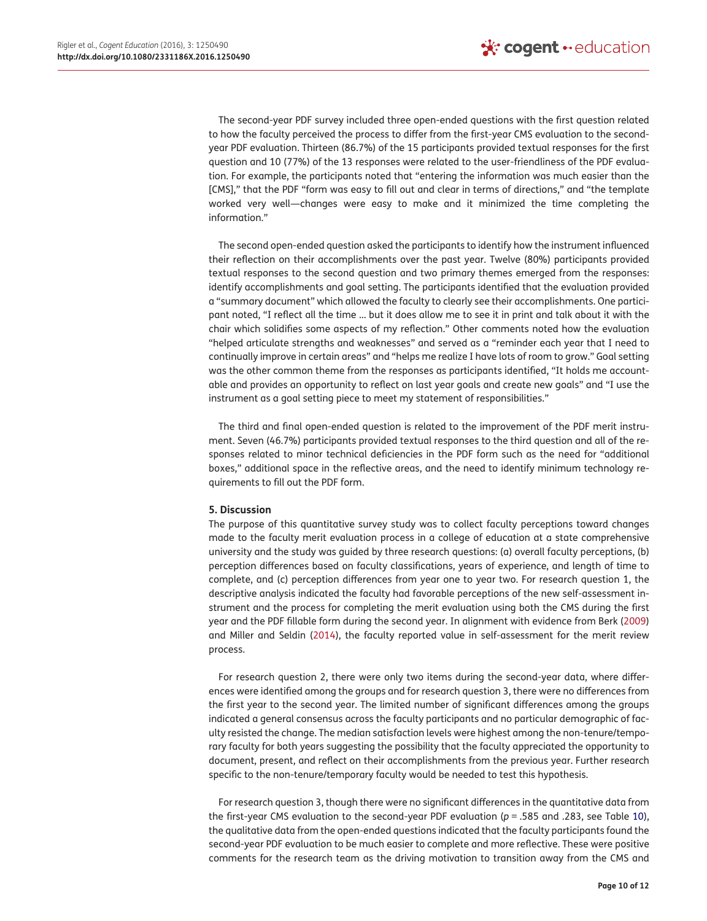The second-year PDF survey included three open-ended questions with the first question related to how the faculty perceived the process to differ from the first-year CMS evaluation to the second-year PDF evaluation. Thirteen (86.7%) of the 15 participants provided textual responses for the first question and 10 (77%) of the 13 responses were related to the user-friendliness of the PDF evaluation. For example, the participants noted that "entering the information was much easier than the [CMS]," that the PDF "form was easy to fill out and clear in terms of directions," and "the template worked very well—changes were easy to make and it minimized the time completing the information."

The second open-ended question asked the participants to identify how the instrument influenced their reflection on their accomplishments over the past year. Twelve (80%) participants provided textual responses to the second question and two primary themes emerged from the responses: identify accomplishments and goal setting. The participants identified that the evaluation provided a "summary document" which allowed the faculty to clearly see their accomplishments. One participant noted, "I reflect all the time … but it does allow me to see it in print and talk about it with the chair which solidifies some aspects of my reflection." Other comments noted how the evaluation "helped articulate strengths and weaknesses" and served as a "reminder each year that I need to continually improve in certain areas" and "helps me realize I have lots of room to grow." Goal setting was the other common theme from the responses as participants identified, "It holds me accountable and provides an opportunity to reflect on last year goals and create new goals" and "I use the instrument as a goal setting piece to meet my statement of responsibilities."

The third and final open-ended question is related to the improvement of the PDF merit instrument. Seven (46.7%) participants provided textual responses to the third question and all of the responses related to minor technical deficiencies in the PDF form such as the need for "additional boxes," additional space in the reflective areas, and the need to identify minimum technology requirements to fill out the PDF form.

## 5. Discussion

The purpose of this quantitative survey study was to collect faculty perceptions toward changes made to the faculty merit evaluation process in a college of education at a state comprehensive university and the study was guided by three research questions: (a) overall faculty perceptions, (b) perception differences based on faculty classifications, years of experience, and length of time to complete, and (c) perception differences from year one to year two. For research question 1, the descriptive analysis indicated the faculty had favorable perceptions of the new self-assessment instrument and the process for completing the merit evaluation using both the CMS during the first year and the PDF fillable form during the second year. In alignment with evidence from Berk (2009) and Miller and Seldin (2014), the faculty reported value in self-assessment for the merit review process.

For research question 2, there were only two items during the second-year data, where differences were identified among the groups and for research question 3, there were no differences from the first year to the second year. The limited number of significant differences among the groups indicated a general consensus across the faculty participants and no particular demographic of faculty resisted the change. The median satisfaction levels were highest among the non-tenure/temporary faculty for both years suggesting the possibility that the faculty appreciated the opportunity to document, present, and reflect on their accomplishments from the previous year. Further research specific to the non-tenure/temporary faculty would be needed to test this hypothesis.

For research question 3, though there were no significant differences in the quantitative data from the first-year CMS evaluation to the second-year PDF evaluation ($p$ = .585 and .283, see Table 10), the qualitative data from the open-ended questions indicated that the faculty participants found the second-year PDF evaluation to be much easier to complete and more reflective. These were positive comments for the research team as the driving motivation to transition away from the CMS and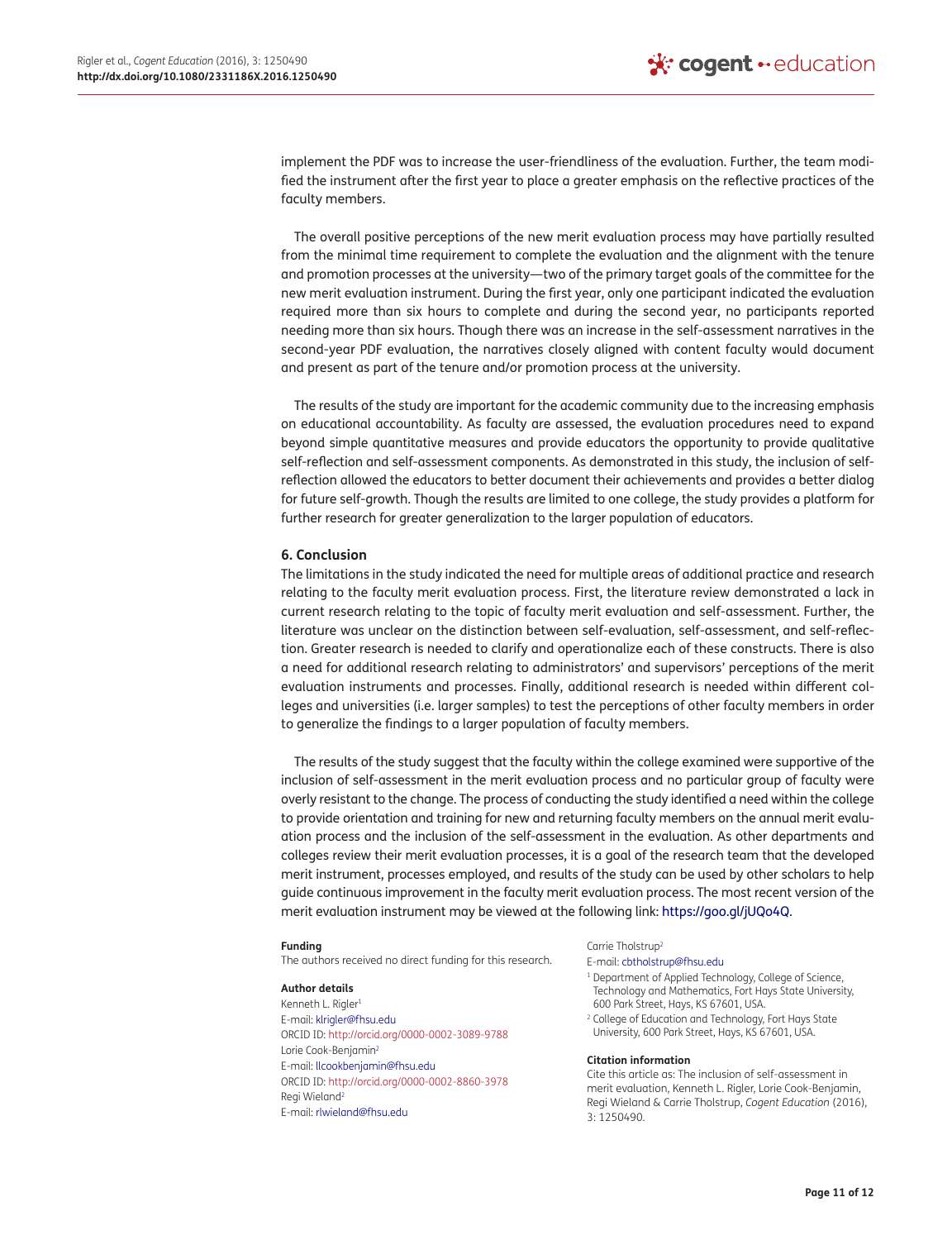implement the PDF was to increase the user-friendliness of the evaluation. Further, the team modified the instrument after the first year to place a greater emphasis on the reflective practices of the faculty members.

The overall positive perceptions of the new merit evaluation process may have partially resulted from the minimal time requirement to complete the evaluation and the alignment with the tenure and promotion processes at the university—two of the primary target goals of the committee for the new merit evaluation instrument. During the first year, only one participant indicated the evaluation required more than six hours to complete and during the second year, no participants reported needing more than six hours. Though there was an increase in the self-assessment narratives in the second-year PDF evaluation, the narratives closely aligned with content faculty would document and present as part of the tenure and/or promotion process at the university.

The results of the study are important for the academic community due to the increasing emphasis on educational accountability. As faculty are assessed, the evaluation procedures need to expand beyond simple quantitative measures and provide educators the opportunity to provide qualitative self-reflection and self-assessment components. As demonstrated in this study, the inclusion of self-reflection allowed the educators to better document their achievements and provides a better dialog for future self-growth. Though the results are limited to one college, the study provides a platform for further research for greater generalization to the larger population of educators.

## 6. Conclusion

The limitations in the study indicated the need for multiple areas of additional practice and research relating to the faculty merit evaluation process. First, the literature review demonstrated a lack in current research relating to the topic of faculty merit evaluation and self-assessment. Further, the literature was unclear on the distinction between self-evaluation, self-assessment, and self-reflection. Greater research is needed to clarify and operationalize each of these constructs. There is also a need for additional research relating to administrators' and supervisors' perceptions of the merit evaluation instruments and processes. Finally, additional research is needed within different colleges and universities (i.e. larger samples) to test the perceptions of other faculty members in order to generalize the findings to a larger population of faculty members.

The results of the study suggest that the faculty within the college examined were supportive of the inclusion of self-assessment in the merit evaluation process and no particular group of faculty were overly resistant to the change. The process of conducting the study identified a need within the college to provide orientation and training for new and returning faculty members on the annual merit evaluation process and the inclusion of the self-assessment in the evaluation. As other departments and colleges review their merit evaluation processes, it is a goal of the research team that the developed merit instrument, processes employed, and results of the study can be used by other scholars to help guide continuous improvement in the faculty merit evaluation process. The most recent version of the merit evaluation instrument may be viewed at the following link: https://goo.gl/jUQo4Q.

**Funding**

The authors received no direct funding for this research.

**Author details**

Kenneth L. Rigler[1]
E-mail: klrigler@fhsu.edu
ORCID ID: http://orcid.org/0000-0002-3089-9788
Lorie Cook-Benjamin[2]
E-mail: llcookbenjamin@fhsu.edu
ORCID ID: http://orcid.org/0000-0002-8860-3978
Regi Wieland[2]
E-mail: rlwieland@fhsu.edu
Carrie Tholstrup[2]
E-mail: cbtholstrup@fhsu.edu

[1] Department of Applied Technology, College of Science, Technology and Mathematics, Fort Hays State University, 600 Park Street, Hays, KS 67601, USA.
[2] College of Education and Technology, Fort Hays State University, 600 Park Street, Hays, KS 67601, USA.

**Citation information**

Cite this article as: The inclusion of self-assessment in merit evaluation, Kenneth L. Rigler, Lorie Cook-Benjamin, Regi Wieland & Carrie Tholstrup, *Cogent Education* (2016), 3: 1250490.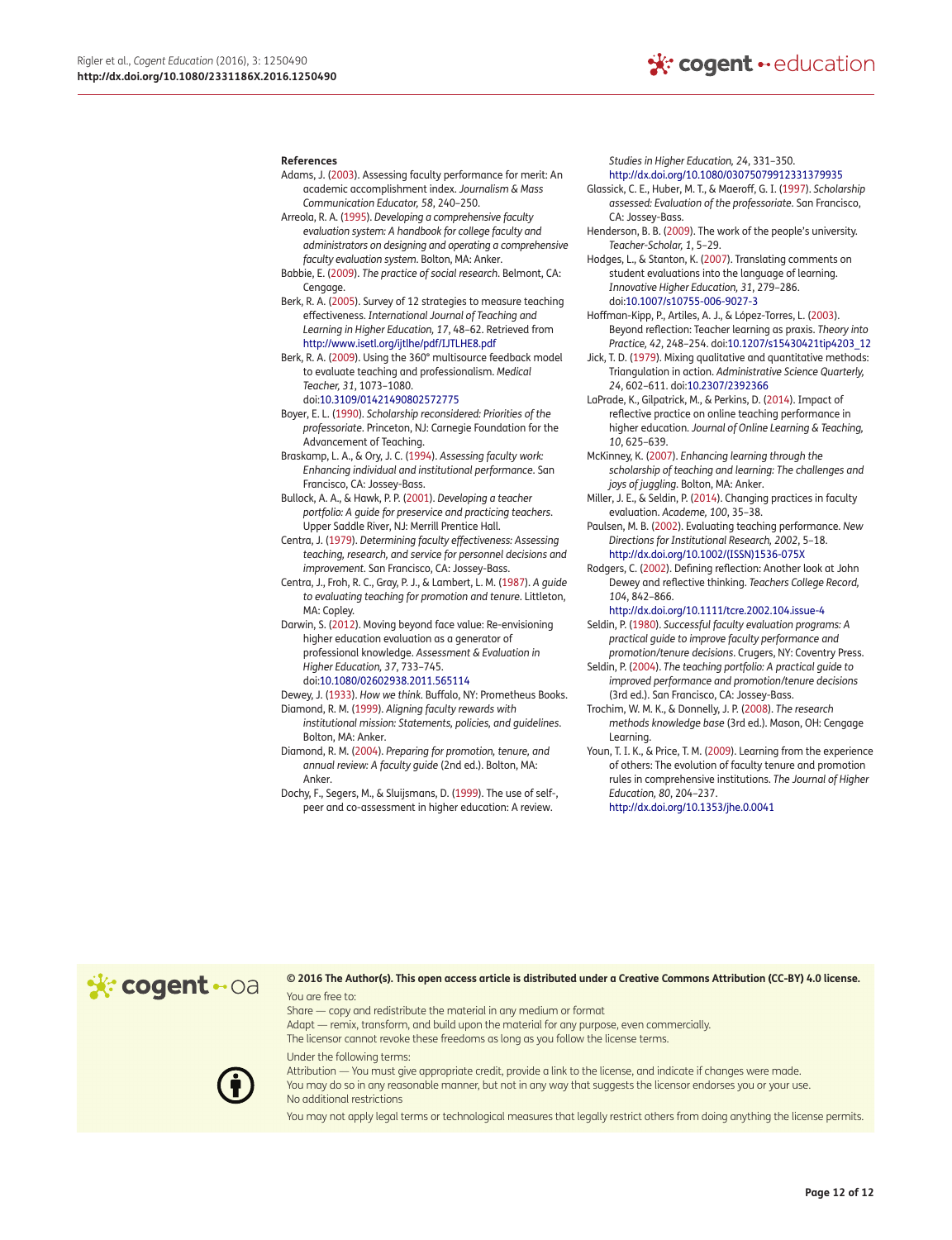## References

Adams, J. (2003). Assessing faculty performance for merit: An academic accomplishment index. *Journalism & Mass Communication Educator, 58*, 240–250.

Arreola, R. A. (1995). *Developing a comprehensive faculty evaluation system: A handbook for college faculty and administrators on designing and operating a comprehensive faculty evaluation system*. Bolton, MA: Anker.

Babbie, E. (2009). *The practice of social research*. Belmont, CA: Cengage.

Berk, R. A. (2005). Survey of 12 strategies to measure teaching effectiveness. *International Journal of Teaching and Learning in Higher Education, 17*, 48–62. Retrieved from http://www.isetl.org/ijtlhe/pdf/IJTLHE8.pdf

Berk, R. A. (2009). Using the 360° multisource feedback model to evaluate teaching and professionalism. *Medical Teacher, 31*, 1073–1080. doi:10.3109/01421490802572775

Boyer, E. L. (1990). *Scholarship reconsidered: Priorities of the professoriate*. Princeton, NJ: Carnegie Foundation for the Advancement of Teaching.

Braskamp, L. A., & Ory, J. C. (1994). *Assessing faculty work: Enhancing individual and institutional performance*. San Francisco, CA: Jossey-Bass.

Bullock, A. A., & Hawk, P. P. (2001). *Developing a teacher portfolio: A guide for preservice and practicing teachers*. Upper Saddle River, NJ: Merrill Prentice Hall.

Centra, J. (1979). *Determining faculty effectiveness: Assessing teaching, research, and service for personnel decisions and improvement*. San Francisco, CA: Jossey-Bass.

Centra, J., Froh, R. C., Gray, P. J., & Lambert, L. M. (1987). *A guide to evaluating teaching for promotion and tenure*. Littleton, MA: Copley.

Darwin, S. (2012). Moving beyond face value: Re-envisioning higher education evaluation as a generator of professional knowledge. *Assessment & Evaluation in Higher Education, 37*, 733–745. doi:10.1080/02602938.2011.565114

Dewey, J. (1933). *How we think*. Buffalo, NY: Prometheus Books.

Diamond, R. M. (1999). *Aligning faculty rewards with institutional mission: Statements, policies, and guidelines*. Bolton, MA: Anker.

Diamond, R. M. (2004). *Preparing for promotion, tenure, and annual review: A faculty guide* (2nd ed.). Bolton, MA: Anker.

Dochy, F., Segers, M., & Sluijsmans, D. (1999). The use of self-, peer and co-assessment in higher education: A review. *Studies in Higher Education, 24*, 331–350. http://dx.doi.org/10.1080/03075079912331379935

Glassick, C. E., Huber, M. T., & Maeroff, G. I. (1997). *Scholarship assessed: Evaluation of the professoriate*. San Francisco, CA: Jossey-Bass.

Henderson, B. B. (2009). The work of the people's university. *Teacher-Scholar, 1*, 5–29.

Hodges, L., & Stanton, K. (2007). Translating comments on student evaluations into the language of learning. *Innovative Higher Education, 31*, 279–286. doi:10.1007/s10755-006-9027-3

Hoffman-Kipp, P., Artiles, A. J., & López-Torres, L. (2003). Beyond reflection: Teacher learning as praxis. *Theory into Practice, 42*, 248–254. doi:10.1207/s15430421tip4203_12

Jick, T. D. (1979). Mixing qualitative and quantitative methods: Triangulation in action. *Administrative Science Quarterly, 24*, 602–611. doi:10.2307/2392366

LaPrade, K., Gilpatrick, M., & Perkins, D. (2014). Impact of reflective practice on online teaching performance in higher education. *Journal of Online Learning & Teaching, 10*, 625–639.

McKinney, K. (2007). *Enhancing learning through the scholarship of teaching and learning: The challenges and joys of juggling*. Bolton, MA: Anker.

Miller, J. E., & Seldin, P. (2014). Changing practices in faculty evaluation. *Academe, 100*, 35–38.

Paulsen, M. B. (2002). Evaluating teaching performance. *New Directions for Institutional Research, 2002*, 5–18. http://dx.doi.org/10.1002/(ISSN)1536-075X

Rodgers, C. (2002). Defining reflection: Another look at John Dewey and reflective thinking. *Teachers College Record, 104*, 842–866. http://dx.doi.org/10.1111/tcre.2002.104.issue-4

Seldin, P. (1980). *Successful faculty evaluation programs: A practical guide to improve faculty performance and promotion/tenure decisions*. Crugers, NY: Coventry Press.

Seldin, P. (2004). *The teaching portfolio: A practical guide to improved performance and promotion/tenure decisions* (3rd ed.). San Francisco, CA: Jossey-Bass.

Trochim, W. M. K., & Donnelly, J. P. (2008). *The research methods knowledge base* (3rd ed.). Mason, OH: Cengage Learning.

Youn, T. I. K., & Price, T. M. (2009). Learning from the experience of others: The evolution of faculty tenure and promotion rules in comprehensive institutions. *The Journal of Higher Education, 80*, 204–237. http://dx.doi.org/10.1353/jhe.0.0041

**© 2016 The Author(s). This open access article is distributed under a Creative Commons Attribution (CC-BY) 4.0 license.**

You are free to:

Share — copy and redistribute the material in any medium or format

Adapt — remix, transform, and build upon the material for any purpose, even commercially.

The licensor cannot revoke these freedoms as long as you follow the license terms.

Under the following terms:

Attribution — You must give appropriate credit, provide a link to the license, and indicate if changes were made. You may do so in any reasonable manner, but not in any way that suggests the licensor endorses you or your use.

No additional restrictions

You may not apply legal terms or technological measures that legally restrict others from doing anything the license permits.